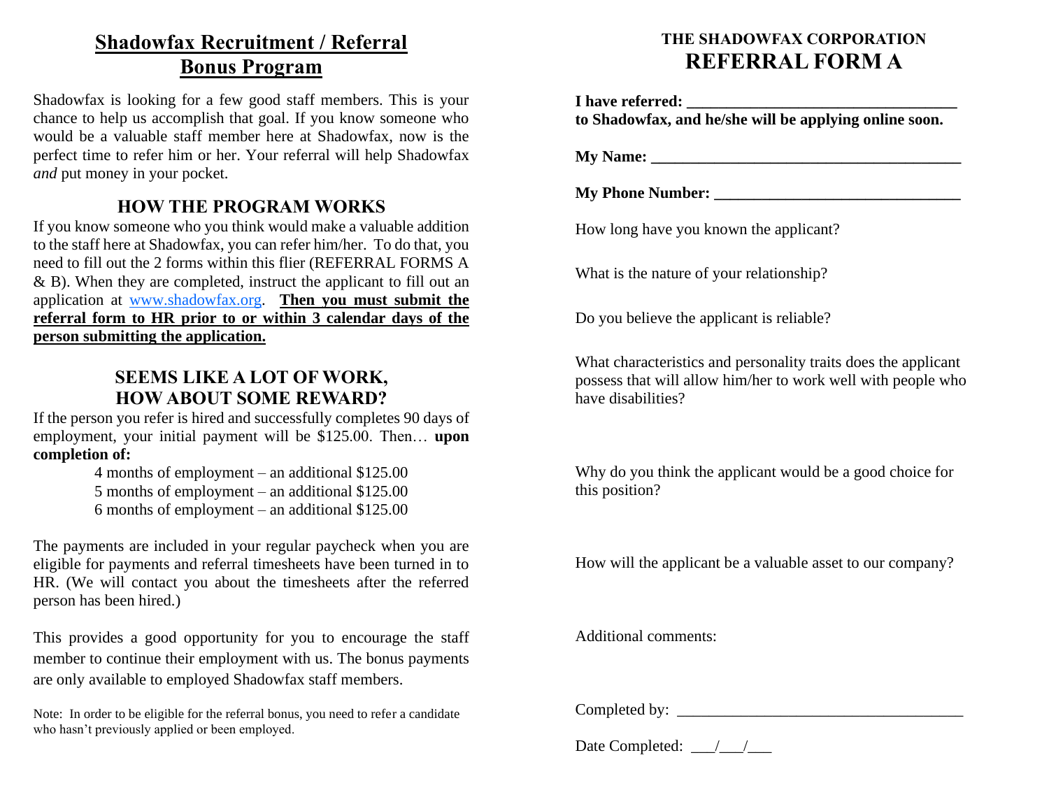# Shadowfax Recruitment / Referral Bonus Program

Shadowfax is looking for a few good staff members. This is your chance to help us accomplish that goal. If you know someone who would be a valuable staff member here at Shadowfax, now is the perfect time to refer him or her. Your referral will help Shadowfax *and* put money in your pocket.

## HOW THE PROGRAM WORKS

If you know someone who you think would make a valuable addition to the staff here at Shadowfax, you can refer him/her. To do that, you need to fill out the 2 forms within this flier (REFERRAL FORMS A & B). When they are completed, instruct the applicant to fill out an application at [www.shadowfax.org](http://www.shadowfax.org). **Then you must submit the referral form to HR prior to or within 3 calendar days of the person submitting the application.**

## SEEMS LIKE A LOT OF WORK, HOW ABOUT SOME REWARD?

If the person you refer is hired and successfully completes 90 days of employment, your initial payment will be $125.00. Then… **upon completion of:**

- 4 months of employment – an additional $125.00
- 5 months of employment – an additional $125.00
- 6 months of employment – an additional $125.00

The payments are included in your regular paycheck when you are eligible for payments and referral timesheets have been turned in to HR. (We will contact you about the timesheets after the referred person has been hired.)

This provides a good opportunity for you to encourage the staff member to continue their employment with us. The bonus payments are only available to employed Shadowfax staff members.

Note: In order to be eligible for the referral bonus, you need to refer a candidate who hasn't previously applied or been employed.

### THE SHADOWFAX CORPORATION

# REFERRAL FORM A

**I have referred: \_\_\_\_\_\_\_\_\_\_\_\_\_\_\_\_\_\_\_\_\_\_\_\_\_\_\_\_\_\_\_\_\_\_\_**
**to Shadowfax, and he/she will be applying online soon.**

**My Name: \_\_\_\_\_\_\_\_\_\_\_\_\_\_\_\_\_\_\_\_\_\_\_\_\_\_\_\_\_\_\_\_\_\_\_\_\_\_\_\_**

**My Phone Number: \_\_\_\_\_\_\_\_\_\_\_\_\_\_\_\_\_\_\_\_\_\_\_\_\_\_\_\_\_\_\_\_**

How long have you known the applicant?

What is the nature of your relationship?

Do you believe the applicant is reliable?

What characteristics and personality traits does the applicant possess that will allow him/her to work well with people who have disabilities?

Why do you think the applicant would be a good choice for this position?

How will the applicant be a valuable asset to our company?

Additional comments:

Completed by: \_\_\_\_\_\_\_\_\_\_\_\_\_\_\_\_\_\_\_\_\_\_\_\_\_\_\_\_\_\_\_\_\_\_\_\_\_

Date Completed: \_\_\_/\_\_\_/\_\_\_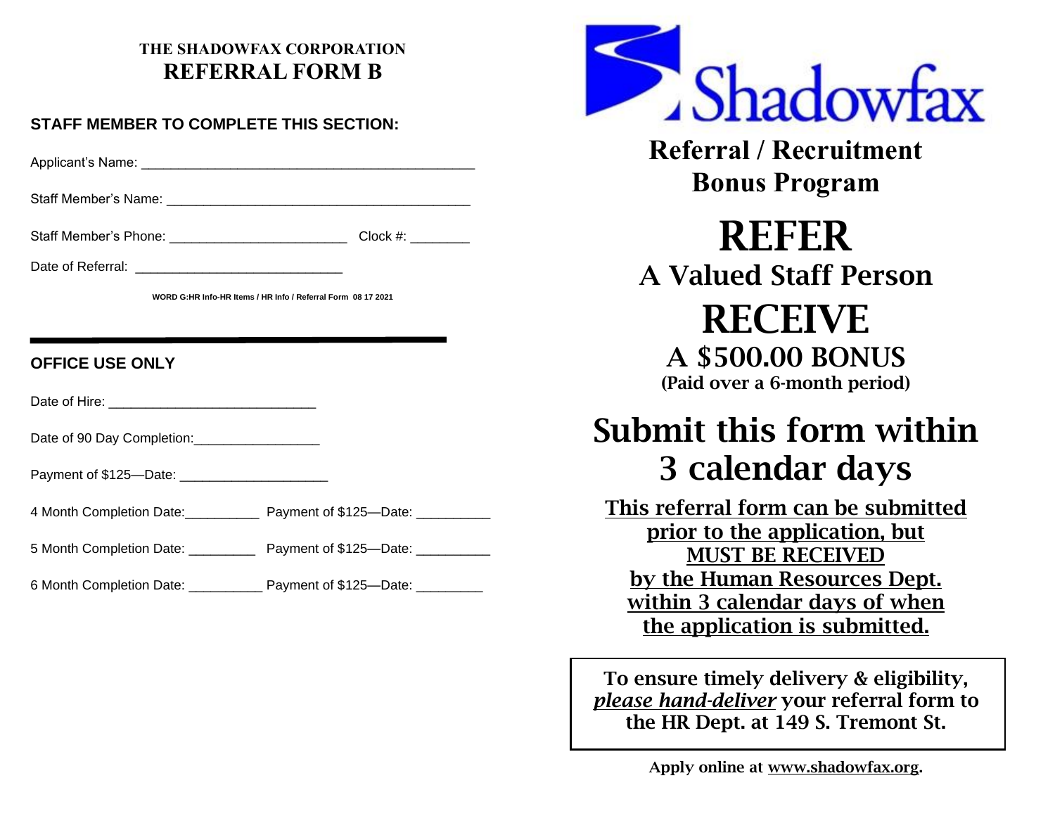# THE SHADOWFAX CORPORATION
## REFERRAL FORM B

**STAFF MEMBER TO COMPLETE THIS SECTION:**

Applicant's Name: _____________________________________________

Staff Member's Name: ________________________________________

Staff Member's Phone: _______________________ Clock #: ________

Date of Referral: ___________________________

WORD G:HR Info-HR Items / HR Info / Referral Form 08 17 2021

---

**OFFICE USE ONLY**

Date of Hire: ___________________________

Date of 90 Day Completion:________________

Payment of $125—Date: ___________________

4 Month Completion Date:__________ Payment of $125—Date: __________

5 Month Completion Date: _________ Payment of $125—Date: __________

6 Month Completion Date: __________ Payment of $125—Date: _________

Shadowfax

## Referral / Recruitment Bonus Program

# REFER
## A Valued Staff Person
# RECEIVE
## A $500.00 BONUS
**(Paid over a 6-month period)**

# Submit this form within 3 calendar days

**This referral form can be submitted prior to the application, but MUST BE RECEIVED by the Human Resources Dept. within 3 calendar days of when the application is submitted.**

**To ensure timely delivery & eligibility, *please hand-deliver* your referral form to the HR Dept. at 149 S. Tremont St.**

**Apply online at www.shadowfax.org.**